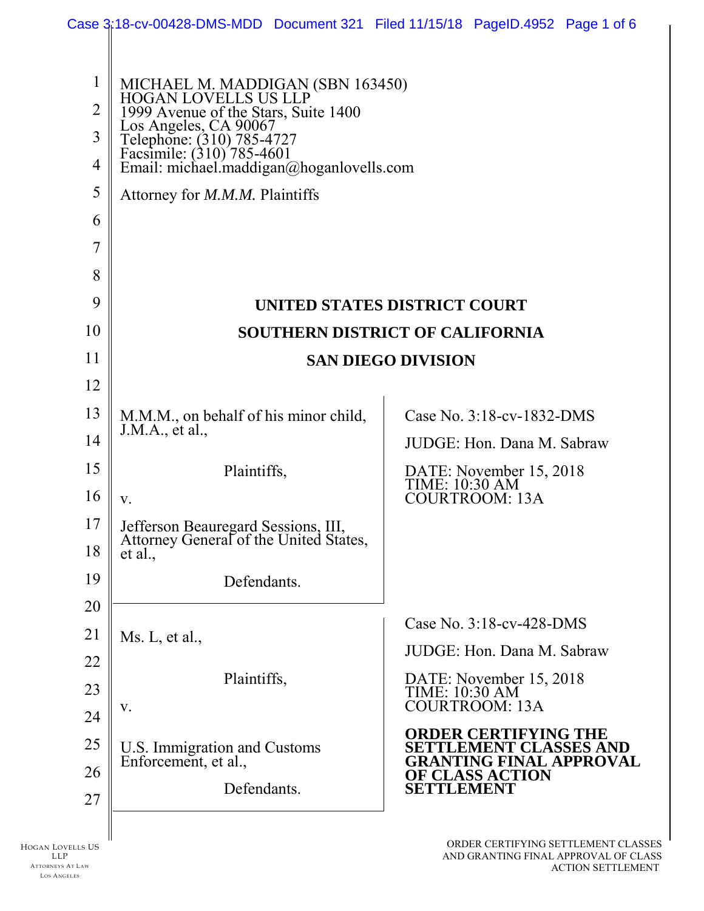MICHAEL M. MADDIGAN (SBN 163450)
HOGAN LOVELLS US LLP
1999 Avenue of the Stars, Suite 1400
Los Angeles, CA 90067
Telephone: (310) 785-4727
Facsimile: (310) 785-4601
Email: michael.maddigan@hoganlovells.com

Attorney for *M.M.M.* Plaintiffs

**UNITED STATES DISTRICT COURT**

**SOUTHERN DISTRICT OF CALIFORNIA**

**SAN DIEGO DIVISION**

M.M.M., on behalf of his minor child, J.M.A., et al.,

Plaintiffs,

v.

Jefferson Beauregard Sessions, III, Attorney General of the United States, et al.,

Defendants.

Case No. 3:18-cv-1832-DMS

JUDGE: Hon. Dana M. Sabraw

DATE: November 15, 2018
TIME: 10:30 AM
COURTROOM: 13A

Ms. L, et al.,

Plaintiffs,

v.

U.S. Immigration and Customs Enforcement, et al.,

Defendants.

Case No. 3:18-cv-428-DMS

JUDGE: Hon. Dana M. Sabraw

DATE: November 15, 2018
TIME: 10:30 AM
COURTROOM: 13A

**ORDER CERTIFYING THE SETTLEMENT CLASSES AND GRANTING FINAL APPROVAL OF CLASS ACTION SETTLEMENT**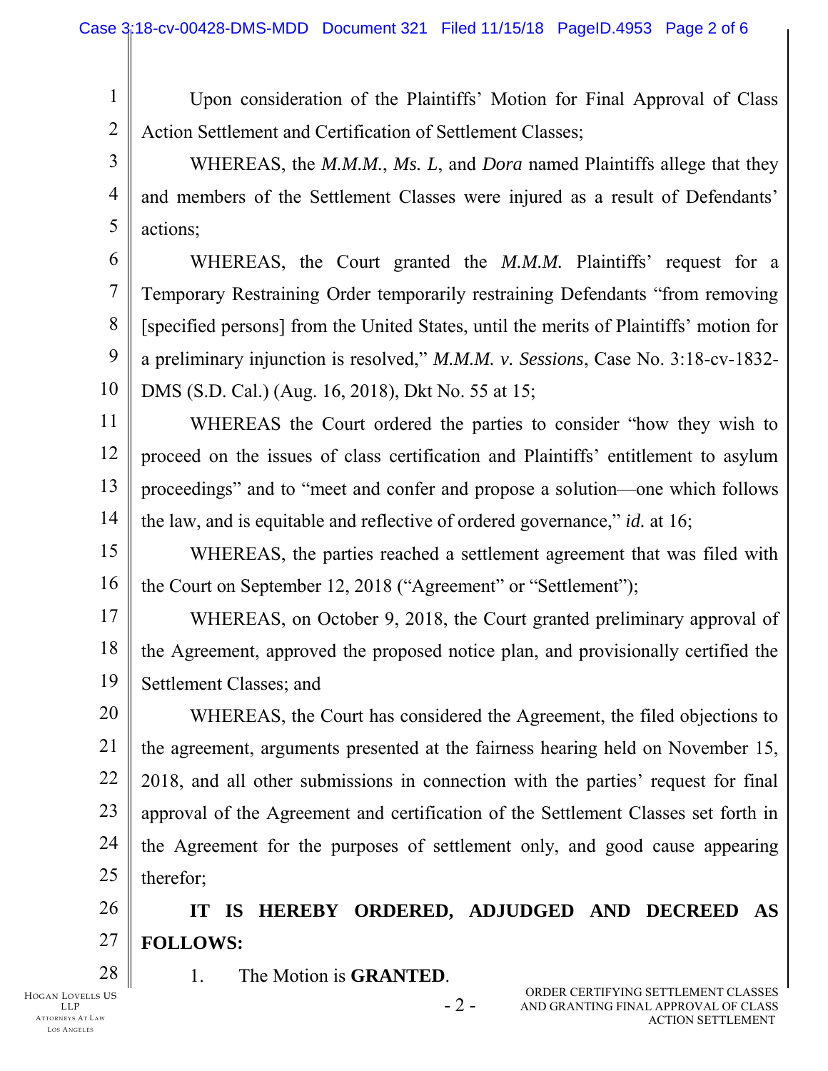Upon consideration of the Plaintiffs' Motion for Final Approval of Class Action Settlement and Certification of Settlement Classes;

WHEREAS, the *M.M.M.*, *Ms. L*, and *Dora* named Plaintiffs allege that they and members of the Settlement Classes were injured as a result of Defendants' actions;

WHEREAS, the Court granted the *M.M.M.* Plaintiffs' request for a Temporary Restraining Order temporarily restraining Defendants "from removing [specified persons] from the United States, until the merits of Plaintiffs' motion for a preliminary injunction is resolved," *M.M.M. v. Sessions*, Case No. 3:18-cv-1832-DMS (S.D. Cal.) (Aug. 16, 2018), Dkt No. 55 at 15;

WHEREAS the Court ordered the parties to consider "how they wish to proceed on the issues of class certification and Plaintiffs' entitlement to asylum proceedings" and to "meet and confer and propose a solution—one which follows the law, and is equitable and reflective of ordered governance," *id.* at 16;

WHEREAS, the parties reached a settlement agreement that was filed with the Court on September 12, 2018 ("Agreement" or "Settlement");

WHEREAS, on October 9, 2018, the Court granted preliminary approval of the Agreement, approved the proposed notice plan, and provisionally certified the Settlement Classes; and

WHEREAS, the Court has considered the Agreement, the filed objections to the agreement, arguments presented at the fairness hearing held on November 15, 2018, and all other submissions in connection with the parties' request for final approval of the Agreement and certification of the Settlement Classes set forth in the Agreement for the purposes of settlement only, and good cause appearing therefor;

**IT IS HEREBY ORDERED, ADJUDGED AND DECREED AS FOLLOWS:**

1. The Motion is **GRANTED**.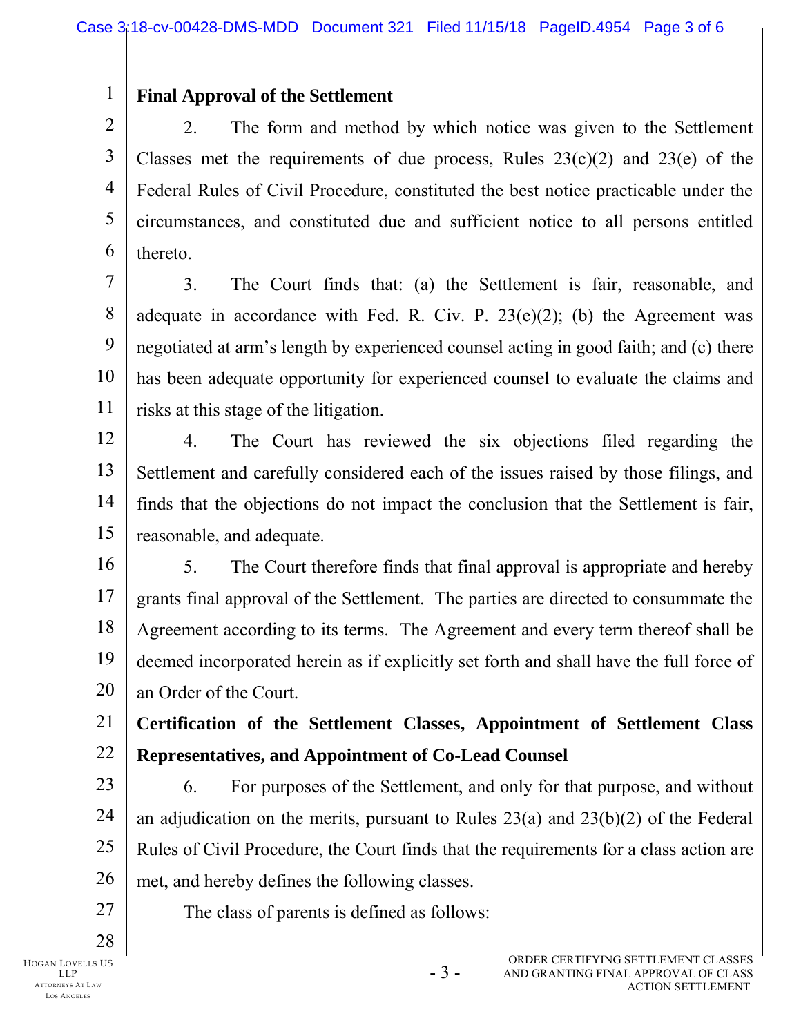**Final Approval of the Settlement**

2. The form and method by which notice was given to the Settlement Classes met the requirements of due process, Rules 23(c)(2) and 23(e) of the Federal Rules of Civil Procedure, constituted the best notice practicable under the circumstances, and constituted due and sufficient notice to all persons entitled thereto.

3. The Court finds that: (a) the Settlement is fair, reasonable, and adequate in accordance with Fed. R. Civ. P. 23(e)(2); (b) the Agreement was negotiated at arm's length by experienced counsel acting in good faith; and (c) there has been adequate opportunity for experienced counsel to evaluate the claims and risks at this stage of the litigation.

4. The Court has reviewed the six objections filed regarding the Settlement and carefully considered each of the issues raised by those filings, and finds that the objections do not impact the conclusion that the Settlement is fair, reasonable, and adequate.

5. The Court therefore finds that final approval is appropriate and hereby grants final approval of the Settlement. The parties are directed to consummate the Agreement according to its terms. The Agreement and every term thereof shall be deemed incorporated herein as if explicitly set forth and shall have the full force of an Order of the Court.

**Certification of the Settlement Classes, Appointment of Settlement Class Representatives, and Appointment of Co-Lead Counsel**

6. For purposes of the Settlement, and only for that purpose, and without an adjudication on the merits, pursuant to Rules 23(a) and 23(b)(2) of the Federal Rules of Civil Procedure, the Court finds that the requirements for a class action are met, and hereby defines the following classes.

The class of parents is defined as follows: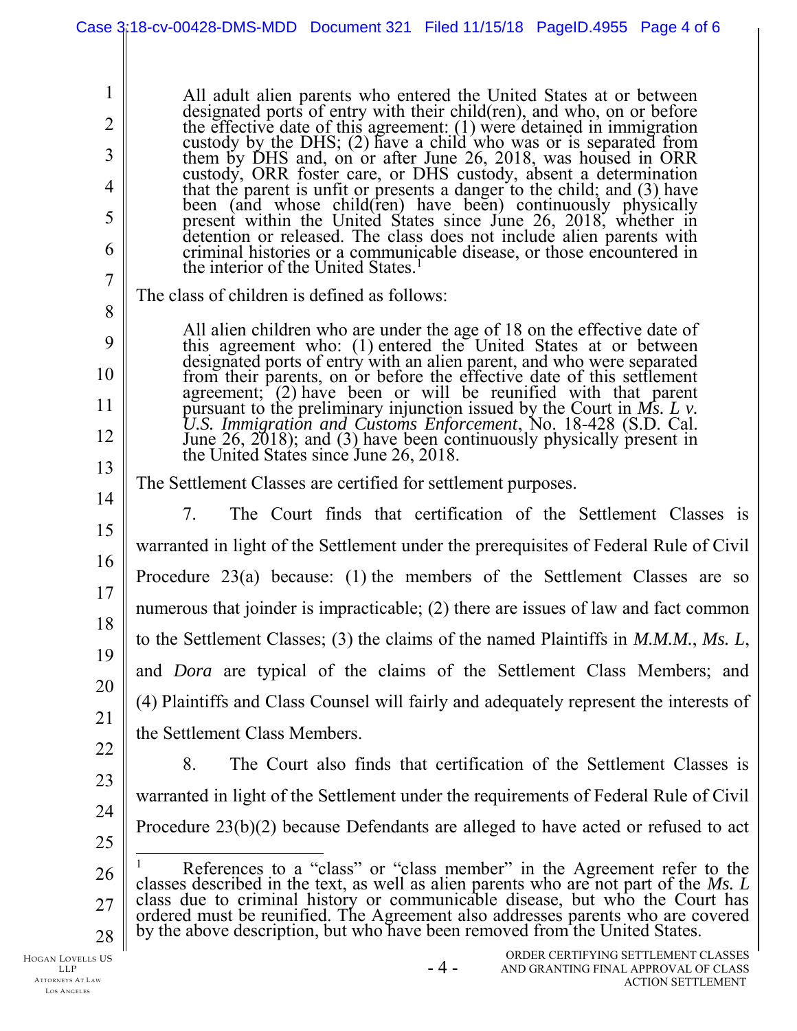> All adult alien parents who entered the United States at or between designated ports of entry with their child(ren), and who, on or before the effective date of this agreement: (1) were detained in immigration custody by the DHS; (2) have a child who was or is separated from them by DHS and, on or after June 26, 2018, was housed in ORR custody, ORR foster care, or DHS custody, absent a determination that the parent is unfit or presents a danger to the child; and (3) have been (and whose child(ren) have been) continuously physically present within the United States since June 26, 2018, whether in detention or released. The class does not include alien parents with criminal histories or a communicable disease, or those encountered in the interior of the United States.[1]

The class of children is defined as follows:

> All alien children who are under the age of 18 on the effective date of this agreement who: (1) entered the United States at or between designated ports of entry with an alien parent, and who were separated from their parents, on or before the effective date of this settlement agreement; (2) have been or will be reunified with that parent pursuant to the preliminary injunction issued by the Court in *Ms. L v. U.S. Immigration and Customs Enforcement*, No. 18-428 (S.D. Cal. June 26, 2018); and (3) have been continuously physically present in the United States since June 26, 2018.

The Settlement Classes are certified for settlement purposes.

7. The Court finds that certification of the Settlement Classes is warranted in light of the Settlement under the prerequisites of Federal Rule of Civil Procedure 23(a) because: (1) the members of the Settlement Classes are so numerous that joinder is impracticable; (2) there are issues of law and fact common to the Settlement Classes; (3) the claims of the named Plaintiffs in *M.M.M.*, *Ms. L*, and *Dora* are typical of the claims of the Settlement Class Members; and (4) Plaintiffs and Class Counsel will fairly and adequately represent the interests of the Settlement Class Members.

8. The Court also finds that certification of the Settlement Classes is warranted in light of the Settlement under the requirements of Federal Rule of Civil Procedure 23(b)(2) because Defendants are alleged to have acted or refused to act

---

[1] References to a "class" or "class member" in the Agreement refer to the classes described in the text, as well as alien parents who are not part of the *Ms. L* class due to criminal history or communicable disease, but who the Court has ordered must be reunified. The Agreement also addresses parents who are covered by the above description, but who have been removed from the United States.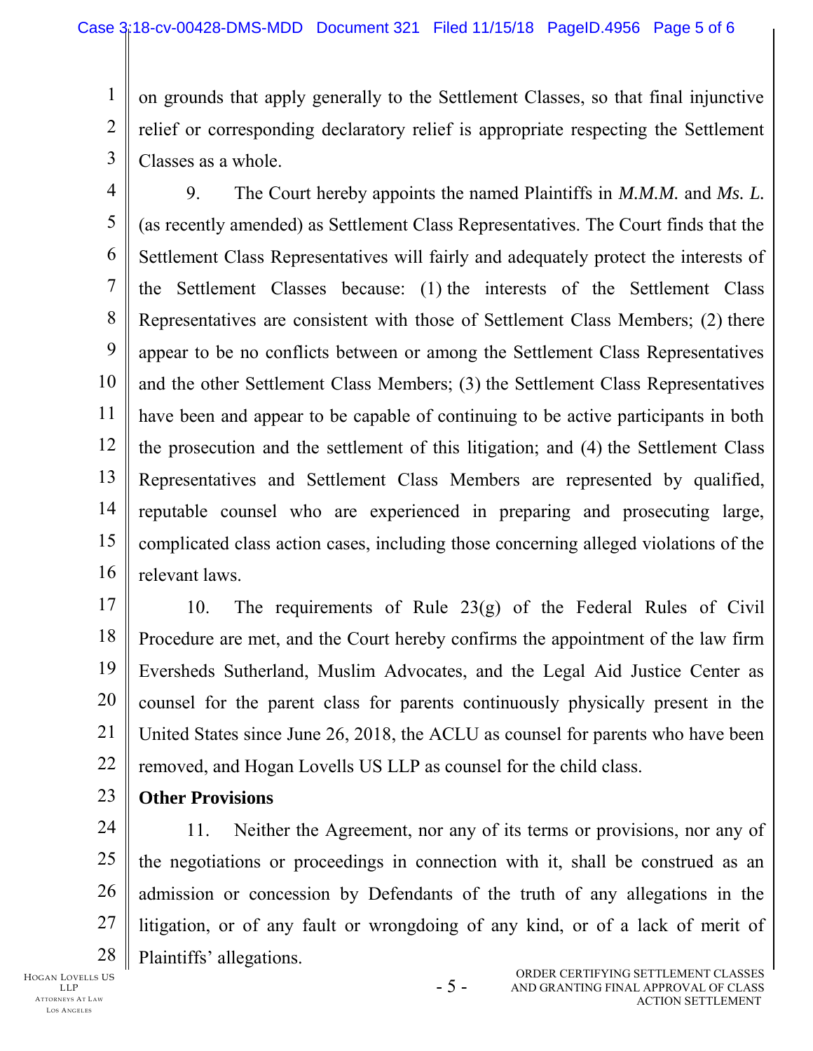on grounds that apply generally to the Settlement Classes, so that final injunctive relief or corresponding declaratory relief is appropriate respecting the Settlement Classes as a whole.

9. The Court hereby appoints the named Plaintiffs in *M.M.M.* and *Ms. L.* (as recently amended) as Settlement Class Representatives. The Court finds that the Settlement Class Representatives will fairly and adequately protect the interests of the Settlement Classes because: (1) the interests of the Settlement Class Representatives are consistent with those of Settlement Class Members; (2) there appear to be no conflicts between or among the Settlement Class Representatives and the other Settlement Class Members; (3) the Settlement Class Representatives have been and appear to be capable of continuing to be active participants in both the prosecution and the settlement of this litigation; and (4) the Settlement Class Representatives and Settlement Class Members are represented by qualified, reputable counsel who are experienced in preparing and prosecuting large, complicated class action cases, including those concerning alleged violations of the relevant laws.

10. The requirements of Rule 23(g) of the Federal Rules of Civil Procedure are met, and the Court hereby confirms the appointment of the law firm Eversheds Sutherland, Muslim Advocates, and the Legal Aid Justice Center as counsel for the parent class for parents continuously physically present in the United States since June 26, 2018, the ACLU as counsel for parents who have been removed, and Hogan Lovells US LLP as counsel for the child class.

**Other Provisions**

11. Neither the Agreement, nor any of its terms or provisions, nor any of the negotiations or proceedings in connection with it, shall be construed as an admission or concession by Defendants of the truth of any allegations in the litigation, or of any fault or wrongdoing of any kind, or of a lack of merit of Plaintiffs' allegations.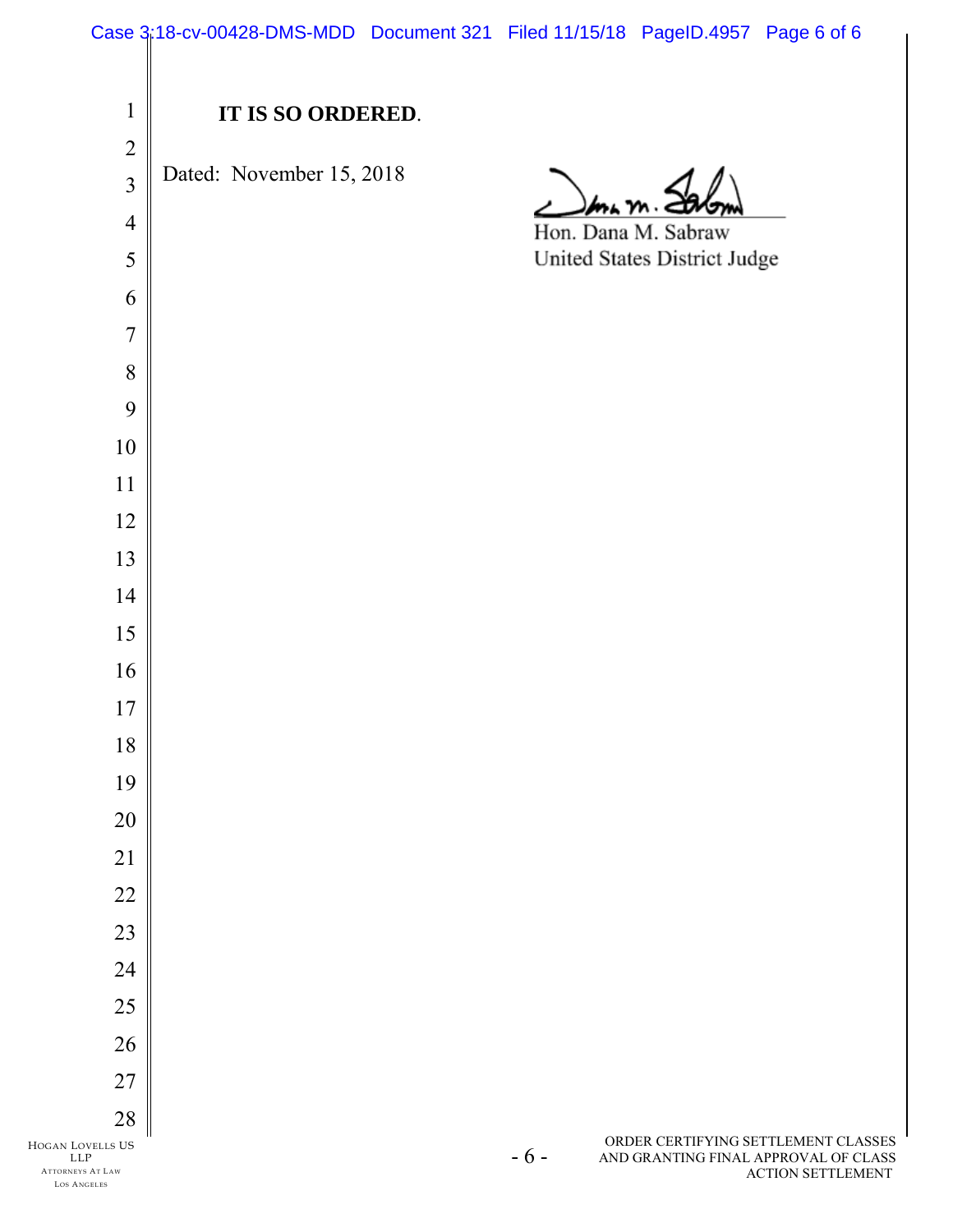**IT IS SO ORDERED**.

Dated: November 15, 2018

Hon. Dana M. Sabraw
United States District Judge